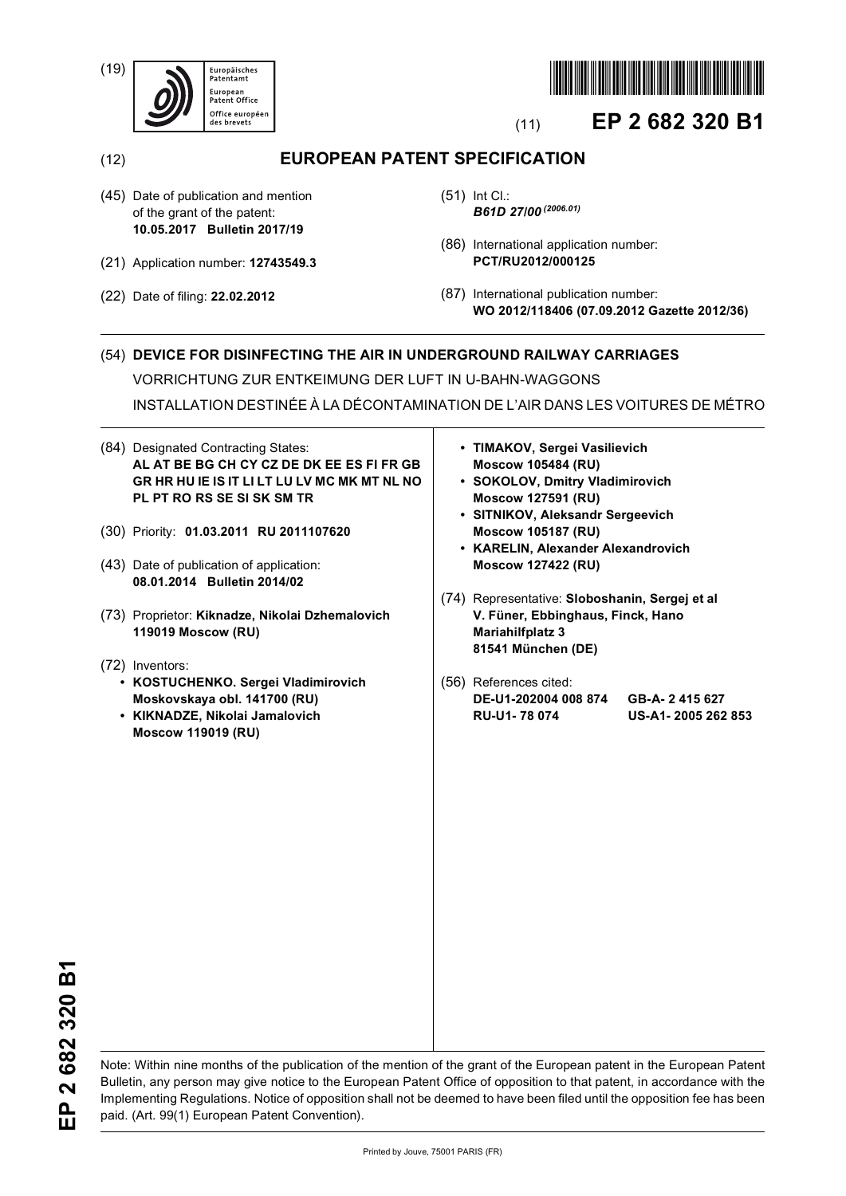(19) Europäisches Patentamt / European Patent Office / Office européen des brevets

(11) **EP 2 682 320 B1**

(12) **EUROPEAN PATENT SPECIFICATION**

(45) Date of publication and mention of the grant of the patent:
**10.05.2017 Bulletin 2017/19**

(21) Application number: **12743549.3**

(22) Date of filing: **22.02.2012**

(51) Int Cl.:
***B61D 27/00*** *(2006.01)*

(86) International application number:
**PCT/RU2012/000125**

(87) International publication number:
**WO 2012/118406 (07.09.2012 Gazette 2012/36)**

(54) **DEVICE FOR DISINFECTING THE AIR IN UNDERGROUND RAILWAY CARRIAGES**

VORRICHTUNG ZUR ENTKEIMUNG DER LUFT IN U-BAHN-WAGGONS

INSTALLATION DESTINÉE À LA DÉCONTAMINATION DE L'AIR DANS LES VOITURES DE MÉTRO

(84) Designated Contracting States:
**AL AT BE BG CH CY CZ DE DK EE ES FI FR GB GR HR HU IE IS IT LI LT LU LV MC MK MT NL NO PL PT RO RS SE SI SK SM TR**

(30) Priority: **01.03.2011 RU 2011107620**

(43) Date of publication of application:
**08.01.2014 Bulletin 2014/02**

(73) Proprietor: **Kiknadze, Nikolai Dzhemalovich**
**119019 Moscow (RU)**

(72) Inventors:
- **KOSTUCHENKO. Sergei Vladimirovich**
  **Moskovskaya obl. 141700 (RU)**
- **KIKNADZE, Nikolai Jamalovich**
  **Moscow 119019 (RU)**
- **TIMAKOV, Sergei Vasilievich**
  **Moscow 105484 (RU)**
- **SOKOLOV, Dmitry Vladimirovich**
  **Moscow 127591 (RU)**
- **SITNIKOV, Aleksandr Sergeevich**
  **Moscow 105187 (RU)**
- **KARELIN, Alexander Alexandrovich**
  **Moscow 127422 (RU)**

(74) Representative: **Sloboshanin, Sergej et al**
**V. Füner, Ebbinghaus, Finck, Hano**
**Mariahilfplatz 3**
**81541 München (DE)**

(56) References cited:
**DE-U1-202004 008 874**
**GB-A- 2 415 627**
**RU-U1- 78 074**
**US-A1- 2005 262 853**

Note: Within nine months of the publication of the mention of the grant of the European patent in the European Patent Bulletin, any person may give notice to the European Patent Office of opposition to that patent, in accordance with the Implementing Regulations. Notice of opposition shall not be deemed to have been filed until the opposition fee has been paid. (Art. 99(1) European Patent Convention).

Printed by Jouve, 75001 PARIS (FR)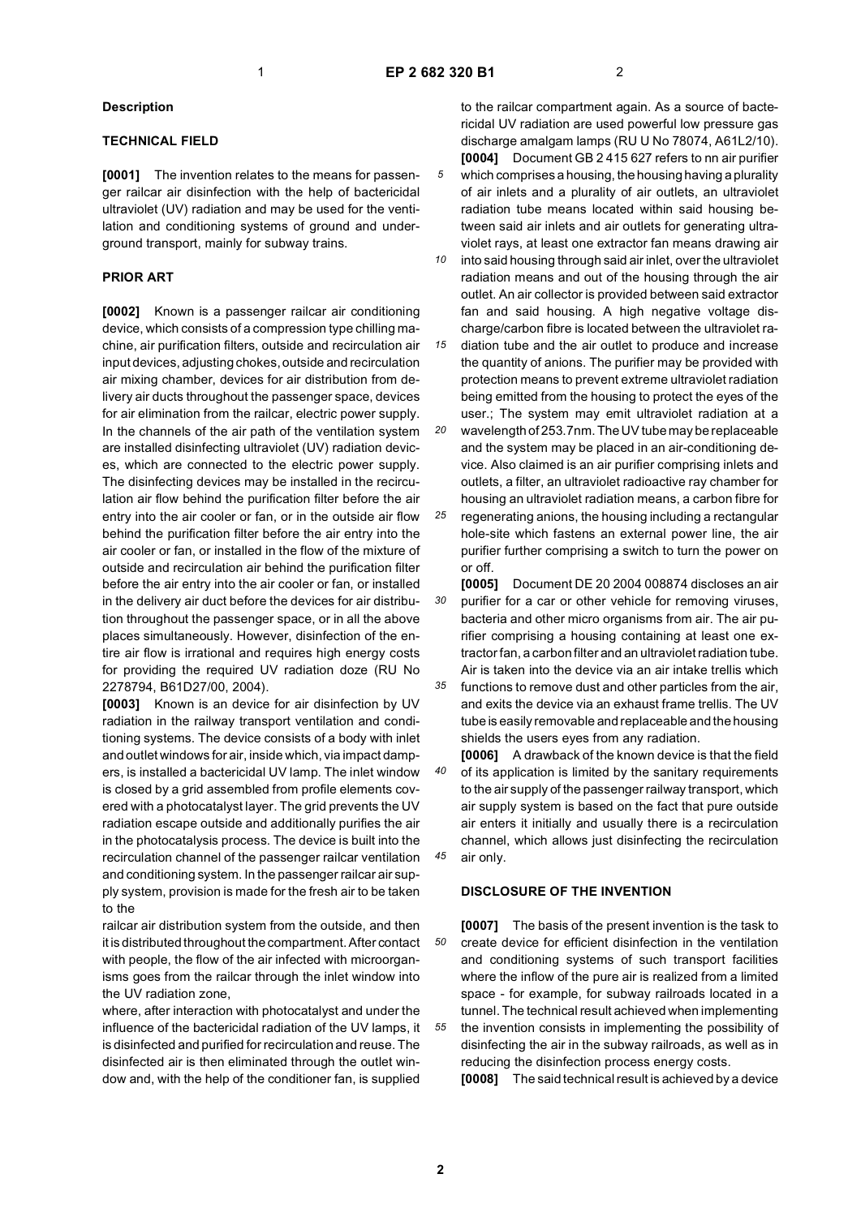## Description

### TECHNICAL FIELD

**[0001]** The invention relates to the means for passenger railcar air disinfection with the help of bactericidal ultraviolet (UV) radiation and may be used for the ventilation and conditioning systems of ground and underground transport, mainly for subway trains.

### PRIOR ART

**[0002]** Known is a passenger railcar air conditioning device, which consists of a compression type chilling machine, air purification filters, outside and recirculation air input devices, adjusting chokes, outside and recirculation air mixing chamber, devices for air distribution from delivery air ducts throughout the passenger space, devices for air elimination from the railcar, electric power supply. In the channels of the air path of the ventilation system are installed disinfecting ultraviolet (UV) radiation devices, which are connected to the electric power supply. The disinfecting devices may be installed in the recirculation air flow behind the purification filter before the air entry into the air cooler or fan, or in the outside air flow behind the purification filter before the air entry into the air cooler or fan, or installed in the flow of the mixture of outside and recirculation air behind the purification filter before the air entry into the air cooler or fan, or installed in the delivery air duct before the devices for air distribution throughout the passenger space, or in all the above places simultaneously. However, disinfection of the entire air flow is irrational and requires high energy costs for providing the required UV radiation doze (RU No 2278794, B61D27/00, 2004).

**[0003]** Known is an device for air disinfection by UV radiation in the railway transport ventilation and conditioning systems. The device consists of a body with inlet and outlet windows for air, inside which, via impact dampers, is installed a bactericidal UV lamp. The inlet window is closed by a grid assembled from profile elements covered with a photocatalyst layer. The grid prevents the UV radiation escape outside and additionally purifies the air in the photocatalysis process. The device is built into the recirculation channel of the passenger railcar ventilation and conditioning system. In the passenger railcar air supply system, provision is made for the fresh air to be taken to the railcar air distribution system from the outside, and then it is distributed throughout the compartment. After contact with people, the flow of the air infected with microorganisms goes from the railcar through the inlet window into the UV radiation zone, where, after interaction with photocatalyst and under the influence of the bactericidal radiation of the UV lamps, it is disinfected and purified for recirculation and reuse. The disinfected air is then eliminated through the outlet window and, with the help of the conditioner fan, is supplied to the railcar compartment again. As a source of bactericidal UV radiation are used powerful low pressure gas discharge amalgam lamps (RU U No 78074, A61L2/10).

**[0004]** Document GB 2 415 627 refers to nn air purifier which comprises a housing, the housing having a plurality of air inlets and a plurality of air outlets, an ultraviolet radiation tube means located within said housing between said air inlets and air outlets for generating ultraviolet rays, at least one extractor fan means drawing air into said housing through said air inlet, over the ultraviolet radiation means and out of the housing through the air outlet. An air collector is provided between said extractor fan and said housing. A high negative voltage discharge/carbon fibre is located between the ultraviolet radiation tube and the air outlet to produce and increase the quantity of anions. The purifier may be provided with protection means to prevent extreme ultraviolet radiation being emitted from the housing to protect the eyes of the user.; The system may emit ultraviolet radiation at a wavelength of 253.7nm. The UV tube may be replaceable and the system may be placed in an air-conditioning device. Also claimed is an air purifier comprising inlets and outlets, a filter, an ultraviolet radioactive ray chamber for housing an ultraviolet radiation means, a carbon fibre for regenerating anions, the housing including a rectangular hole-site which fastens an external power line, the air purifier further comprising a switch to turn the power on or off.

**[0005]** Document DE 20 2004 008874 discloses an air purifier for a car or other vehicle for removing viruses, bacteria and other micro organisms from air. The air purifier comprising a housing containing at least one extractor fan, a carbon filter and an ultraviolet radiation tube. Air is taken into the device via an air intake trellis which functions to remove dust and other particles from the air, and exits the device via an exhaust frame trellis. The UV tube is easily removable and replaceable and the housing shields the users eyes from any radiation.

**[0006]** A drawback of the known device is that the field of its application is limited by the sanitary requirements to the air supply of the passenger railway transport, which air supply system is based on the fact that pure outside air enters it initially and usually there is a recirculation channel, which allows just disinfecting the recirculation air only.

### DISCLOSURE OF THE INVENTION

**[0007]** The basis of the present invention is the task to create device for efficient disinfection in the ventilation and conditioning systems of such transport facilities where the inflow of the pure air is realized from a limited space - for example, for subway railroads located in a tunnel. The technical result achieved when implementing the invention consists in implementing the possibility of disinfecting the air in the subway railroads, as well as in reducing the disinfection process energy costs.

**[0008]** The said technical result is achieved by a device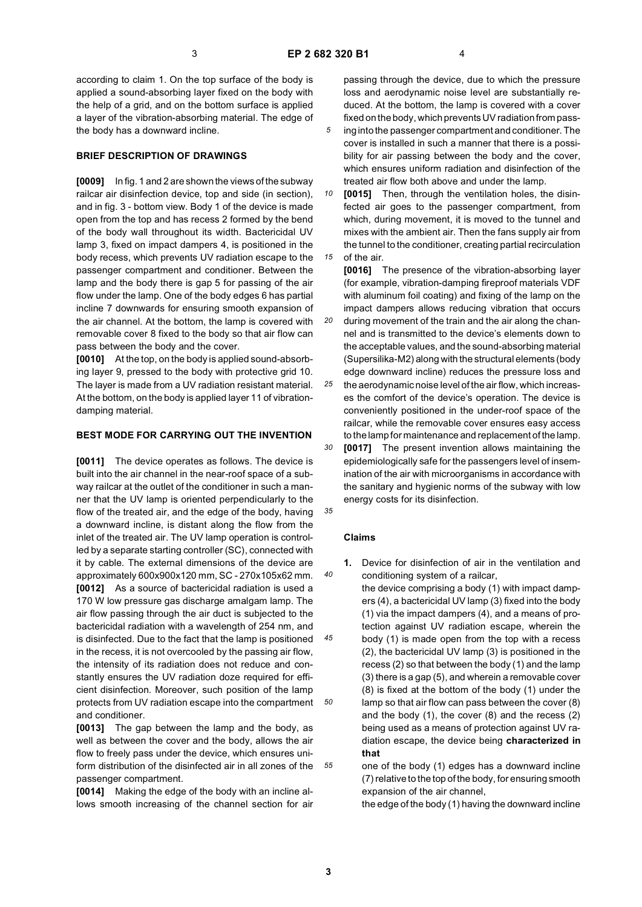according to claim 1. On the top surface of the body is applied a sound-absorbing layer fixed on the body with the help of a grid, and on the bottom surface is applied a layer of the vibration-absorbing material. The edge of the body has a downward incline.

## BRIEF DESCRIPTION OF DRAWINGS

**[0009]** In fig. 1 and 2 are shown the views of the subway railcar air disinfection device, top and side (in section), and in fig. 3 - bottom view. Body 1 of the device is made open from the top and has recess 2 formed by the bend of the body wall throughout its width. Bactericidal UV lamp 3, fixed on impact dampers 4, is positioned in the body recess, which prevents UV radiation escape to the passenger compartment and conditioner. Between the lamp and the body there is gap 5 for passing of the air flow under the lamp. One of the body edges 6 has partial incline 7 downwards for ensuring smooth expansion of the air channel. At the bottom, the lamp is covered with removable cover 8 fixed to the body so that air flow can pass between the body and the cover.

**[0010]** At the top, on the body is applied sound-absorbing layer 9, pressed to the body with protective grid 10. The layer is made from a UV radiation resistant material. At the bottom, on the body is applied layer 11 of vibration-damping material.

## BEST MODE FOR CARRYING OUT THE INVENTION

**[0011]** The device operates as follows. The device is built into the air channel in the near-roof space of a subway railcar at the outlet of the conditioner in such a manner that the UV lamp is oriented perpendicularly to the flow of the treated air, and the edge of the body, having a downward incline, is distant along the flow from the inlet of the treated air. The UV lamp operation is controlled by a separate starting controller (SC), connected with it by cable. The external dimensions of the device are approximately 600x900x120 mm, SC - 270x105x62 mm.

**[0012]** As a source of bactericidal radiation is used a 170 W low pressure gas discharge amalgam lamp. The air flow passing through the air duct is subjected to the bactericidal radiation with a wavelength of 254 nm, and is disinfected. Due to the fact that the lamp is positioned in the recess, it is not overcooled by the passing air flow, the intensity of its radiation does not reduce and constantly ensures the UV radiation doze required for efficient disinfection. Moreover, such position of the lamp protects from UV radiation escape into the compartment and conditioner.

**[0013]** The gap between the lamp and the body, as well as between the cover and the body, allows the air flow to freely pass under the device, which ensures uniform distribution of the disinfected air in all zones of the passenger compartment.

**[0014]** Making the edge of the body with an incline allows smooth increasing of the channel section for air passing through the device, due to which the pressure loss and aerodynamic noise level are substantially reduced. At the bottom, the lamp is covered with a cover fixed on the body, which prevents UV radiation from passing into the passenger compartment and conditioner. The cover is installed in such a manner that there is a possibility for air passing between the body and the cover, which ensures uniform radiation and disinfection of the treated air flow both above and under the lamp.

**[0015]** Then, through the ventilation holes, the disinfected air goes to the passenger compartment, from which, during movement, it is moved to the tunnel and mixes with the ambient air. Then the fans supply air from the tunnel to the conditioner, creating partial recirculation of the air.

**[0016]** The presence of the vibration-absorbing layer (for example, vibration-damping fireproof materials VDF with aluminum foil coating) and fixing of the lamp on the impact dampers allows reducing vibration that occurs during movement of the train and the air along the channel and is transmitted to the device's elements down to the acceptable values, and the sound-absorbing material (Supersilika-M2) along with the structural elements (body edge downward incline) reduces the pressure loss and the aerodynamic noise level of the air flow, which increases the comfort of the device's operation. The device is conveniently positioned in the under-roof space of the railcar, while the removable cover ensures easy access to the lamp for maintenance and replacement of the lamp.

**[0017]** The present invention allows maintaining the epidemiologically safe for the passengers level of insemination of the air with microorganisms in accordance with the sanitary and hygienic norms of the subway with low energy costs for its disinfection.

## Claims

1. Device for disinfection of air in the ventilation and conditioning system of a railcar,
   the device comprising a body (1) with impact dampers (4), a bactericidal UV lamp (3) fixed into the body (1) via the impact dampers (4), and a means of protection against UV radiation escape, wherein the body (1) is made open from the top with a recess (2), the bactericidal UV lamp (3) is positioned in the recess (2) so that between the body (1) and the lamp (3) there is a gap (5), and wherein a removable cover (8) is fixed at the bottom of the body (1) under the lamp so that air flow can pass between the cover (8) and the body (1), the cover (8) and the recess (2) being used as a means of protection against UV radiation escape, the device being **characterized in that**
   one of the body (1) edges has a downward incline (7) relative to the top of the body, for ensuring smooth expansion of the air channel,
   the edge of the body (1) having the downward incline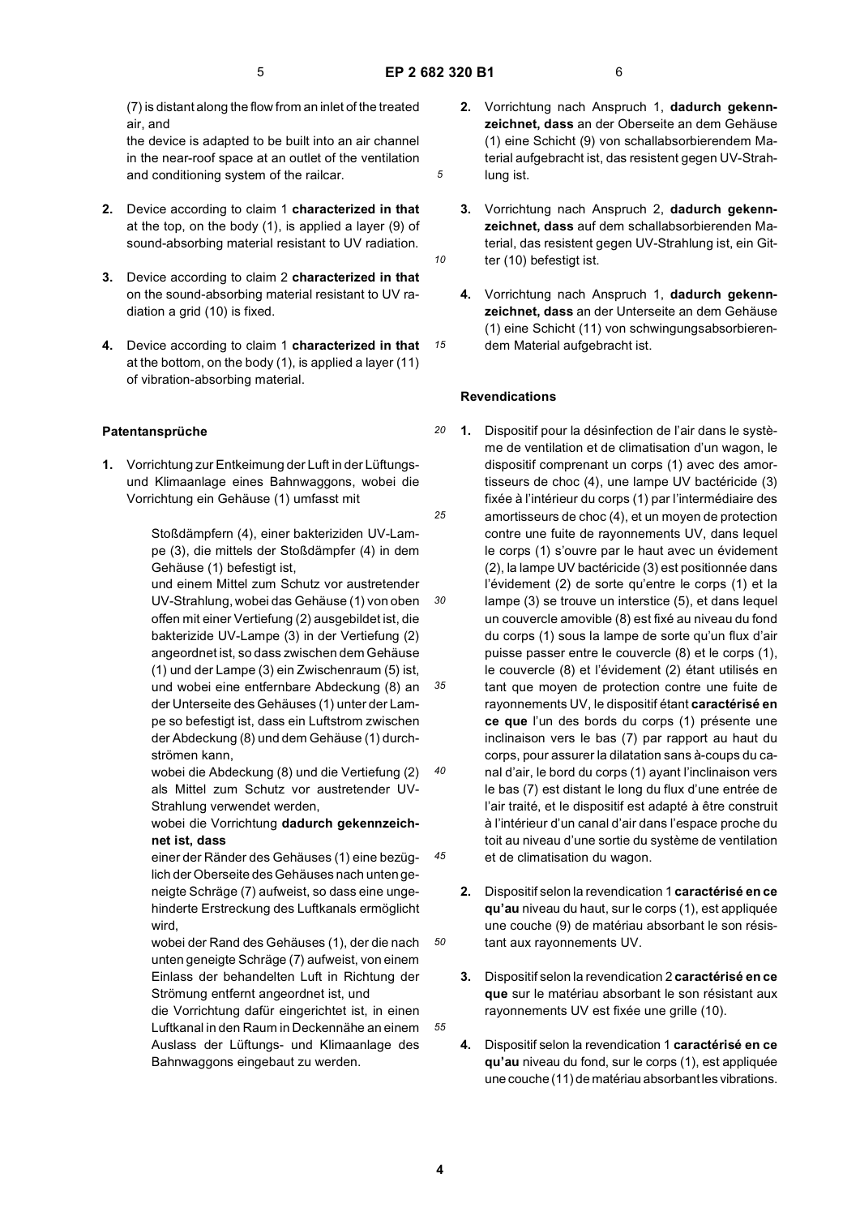(7) is distant along the flow from an inlet of the treated air, and

the device is adapted to be built into an air channel in the near-roof space at an outlet of the ventilation and conditioning system of the railcar.

**2.** Device according to claim 1 **characterized in that** at the top, on the body (1), is applied a layer (9) of sound-absorbing material resistant to UV radiation.

**3.** Device according to claim 2 **characterized in that** on the sound-absorbing material resistant to UV radiation a grid (10) is fixed.

**4.** Device according to claim 1 **characterized in that** at the bottom, on the body (1), is applied a layer (11) of vibration-absorbing material.

## Patentansprüche

**1.** Vorrichtung zur Entkeimung der Luft in der Lüftungs- und Klimaanlage eines Bahnwaggons, wobei die Vorrichtung ein Gehäuse (1) umfasst mit

Stoßdämpfern (4), einer bakteriziden UV-Lampe (3), die mittels der Stoßdämpfer (4) in dem Gehäuse (1) befestigt ist,

und einem Mittel zum Schutz vor austretender UV-Strahlung, wobei das Gehäuse (1) von oben offen mit einer Vertiefung (2) ausgebildet ist, die bakterizide UV-Lampe (3) in der Vertiefung (2) angeordnet ist, so dass zwischen dem Gehäuse (1) und der Lampe (3) ein Zwischenraum (5) ist, und wobei eine entfernbare Abdeckung (8) an der Unterseite des Gehäuses (1) unter der Lampe so befestigt ist, dass ein Luftstrom zwischen der Abdeckung (8) und dem Gehäuse (1) durchströmen kann,

wobei die Abdeckung (8) und die Vertiefung (2) als Mittel zum Schutz vor austretender UV-Strahlung verwendet werden,

wobei die Vorrichtung **dadurch gekennzeichnet ist, dass**

einer der Ränder des Gehäuses (1) eine bezüglich der Oberseite des Gehäuses nach unten geneigte Schräge (7) aufweist, so dass eine ungehinderte Erstreckung des Luftkanals ermöglicht wird,

wobei der Rand des Gehäuses (1), der die nach unten geneigte Schräge (7) aufweist, von einem Einlass der behandelten Luft in Richtung der Strömung entfernt angeordnet ist, und

die Vorrichtung dafür eingerichtet ist, in einen Luftkanal in den Raum in Deckennähe an einem Auslass der Lüftungs- und Klimaanlage des Bahnwaggons eingebaut zu werden.

**2.** Vorrichtung nach Anspruch 1, **dadurch gekennzeichnet, dass** an der Oberseite an dem Gehäuse (1) eine Schicht (9) von schallabsorbierendem Material aufgebracht ist, das resistent gegen UV-Strahlung ist.

**3.** Vorrichtung nach Anspruch 2, **dadurch gekennzeichnet, dass** auf dem schallabsorbierenden Material, das resistent gegen UV-Strahlung ist, ein Gitter (10) befestigt ist.

**4.** Vorrichtung nach Anspruch 1, **dadurch gekennzeichnet, dass** an der Unterseite an dem Gehäuse (1) eine Schicht (11) von schwingungsabsorbierendem Material aufgebracht ist.

## Revendications

**1.** Dispositif pour la désinfection de l'air dans le système de ventilation et de climatisation d'un wagon, le dispositif comprenant un corps (1) avec des amortisseurs de choc (4), une lampe UV bactéricide (3) fixée à l'intérieur du corps (1) par l'intermédiaire des amortisseurs de choc (4), et un moyen de protection contre une fuite de rayonnements UV, dans lequel le corps (1) s'ouvre par le haut avec un évidement (2), la lampe UV bactéricide (3) est positionnée dans l'évidement (2) de sorte qu'entre le corps (1) et la lampe (3) se trouve un interstice (5), et dans lequel un couvercle amovible (8) est fixé au niveau du fond du corps (1) sous la lampe de sorte qu'un flux d'air puisse passer entre le couvercle (8) et le corps (1), le couvercle (8) et l'évidement (2) étant utilisés en tant que moyen de protection contre une fuite de rayonnements UV, le dispositif étant **caractérisé en ce que** l'un des bords du corps (1) présente une inclinaison vers le bas (7) par rapport au haut du corps, pour assurer la dilatation sans à-coups du canal d'air, le bord du corps (1) ayant l'inclinaison vers le bas (7) est distant le long du flux d'une entrée de l'air traité, et le dispositif est adapté à être construit à l'intérieur d'un canal d'air dans l'espace proche du toit au niveau d'une sortie du système de ventilation et de climatisation du wagon.

**2.** Dispositif selon la revendication 1 **caractérisé en ce qu'au** niveau du haut, sur le corps (1), est appliquée une couche (9) de matériau absorbant le son résistant aux rayonnements UV.

**3.** Dispositif selon la revendication 2 **caractérisé en ce que** sur le matériau absorbant le son résistant aux rayonnements UV est fixée une grille (10).

**4.** Dispositif selon la revendication 1 **caractérisé en ce qu'au** niveau du fond, sur le corps (1), est appliquée une couche (11) de matériau absorbant les vibrations.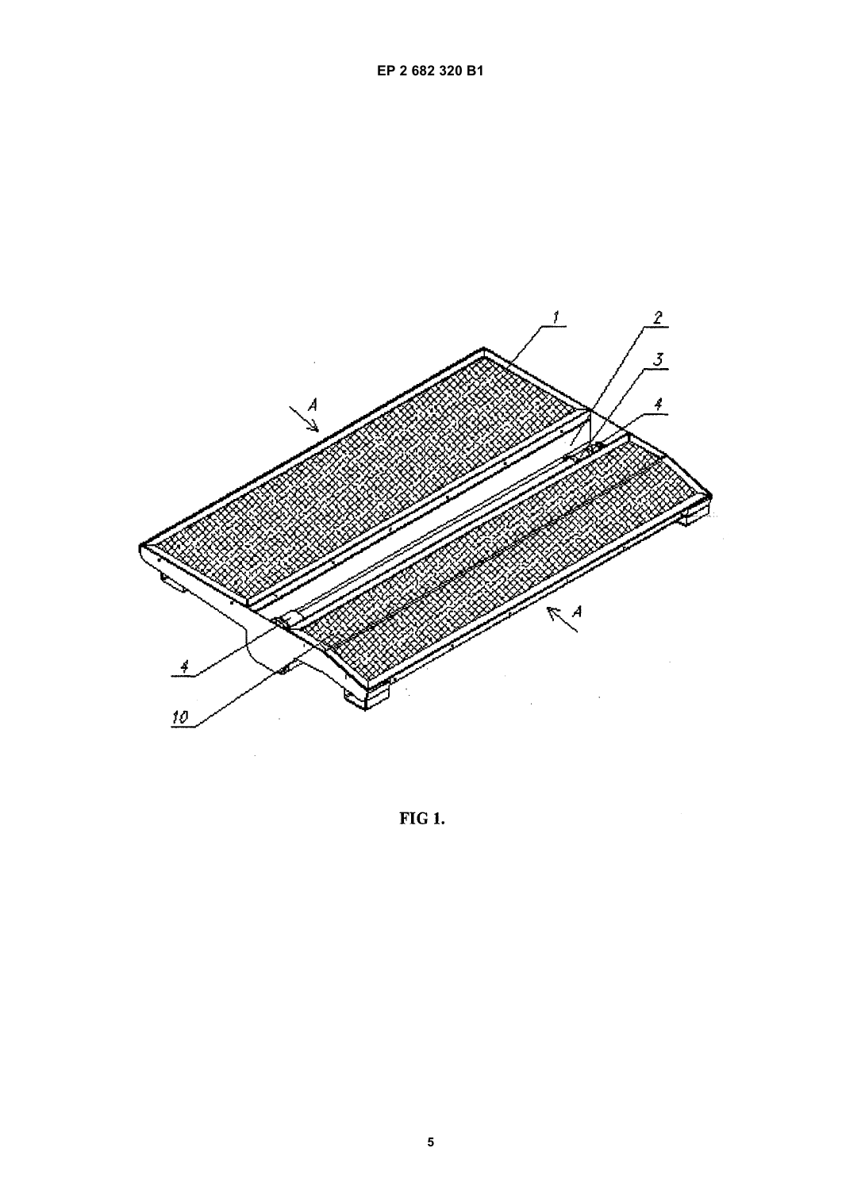FIG 1.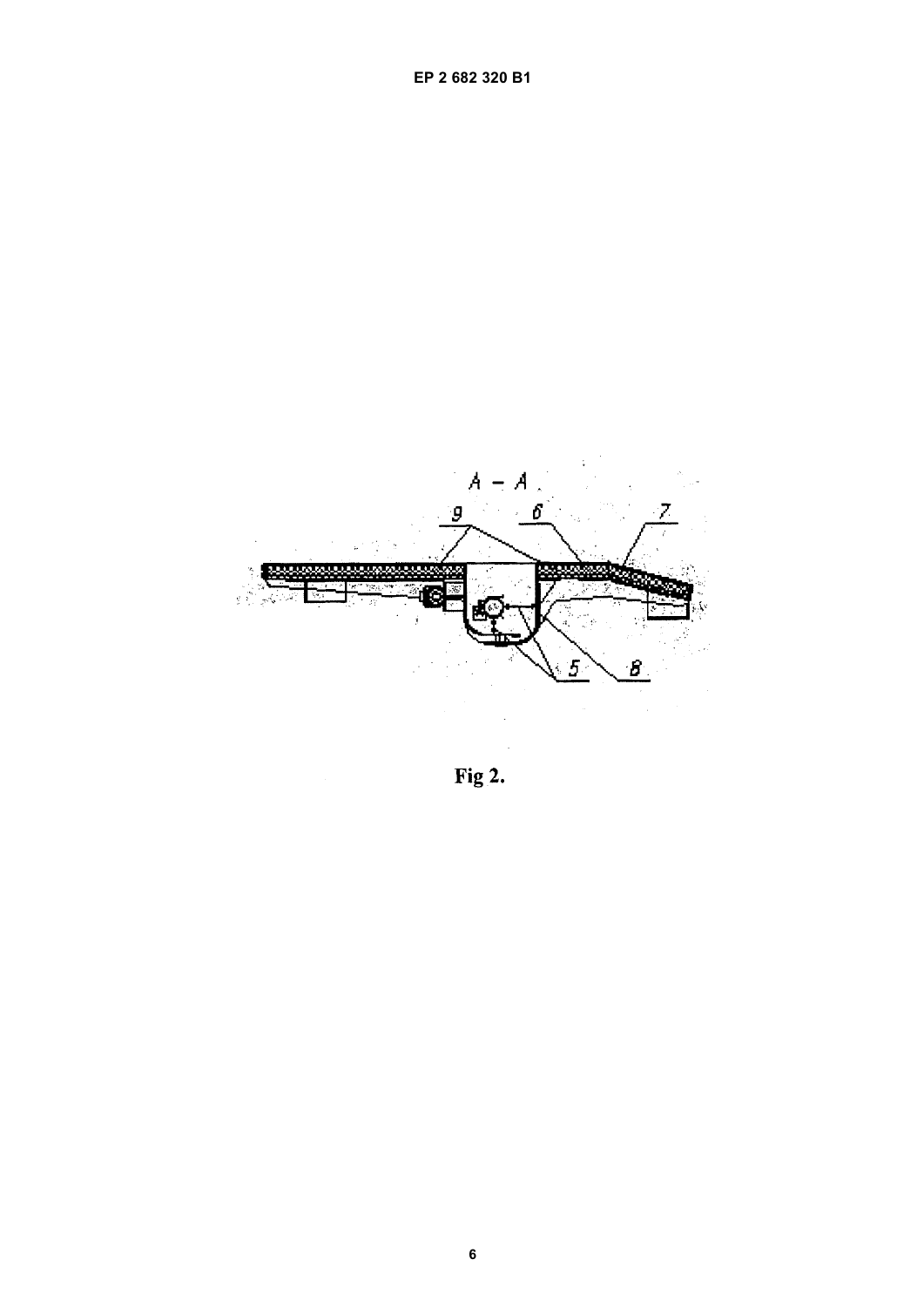A – A

9 6 7

5 8

**Fig 2.**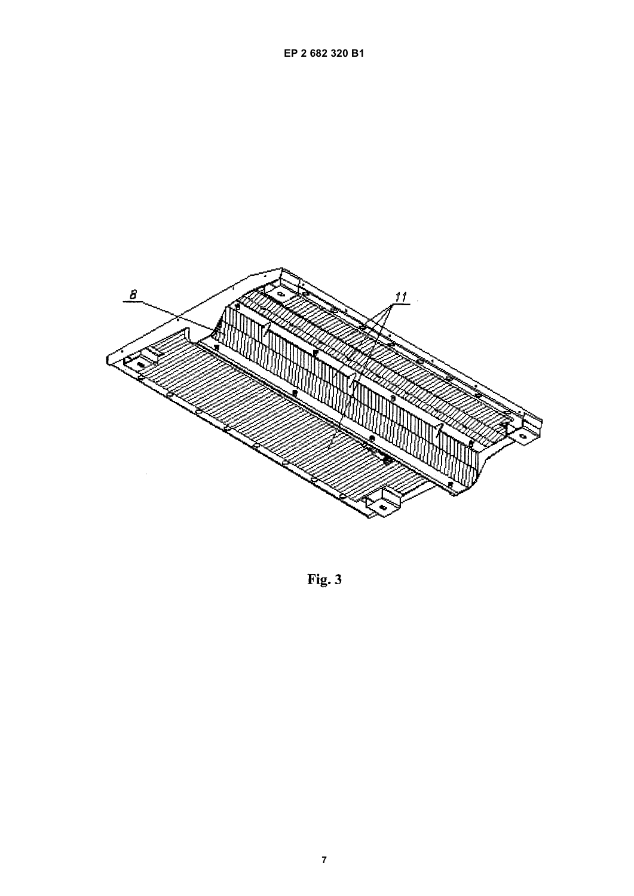Fig. 3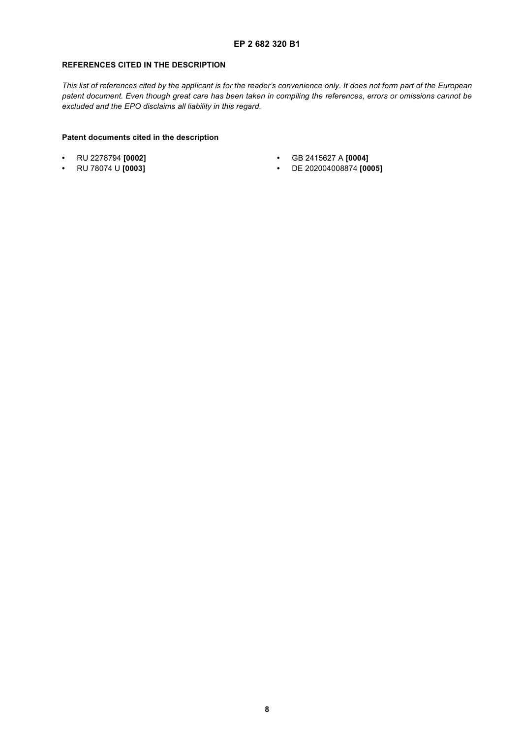## REFERENCES CITED IN THE DESCRIPTION

*This list of references cited by the applicant is for the reader's convenience only. It does not form part of the European patent document. Even though great care has been taken in compiling the references, errors or omissions cannot be excluded and the EPO disclaims all liability in this regard.*

### Patent documents cited in the description

- RU 2278794 **[0002]**
- RU 78074 U **[0003]**
- GB 2415627 A **[0004]**
- DE 202004008874 **[0005]**